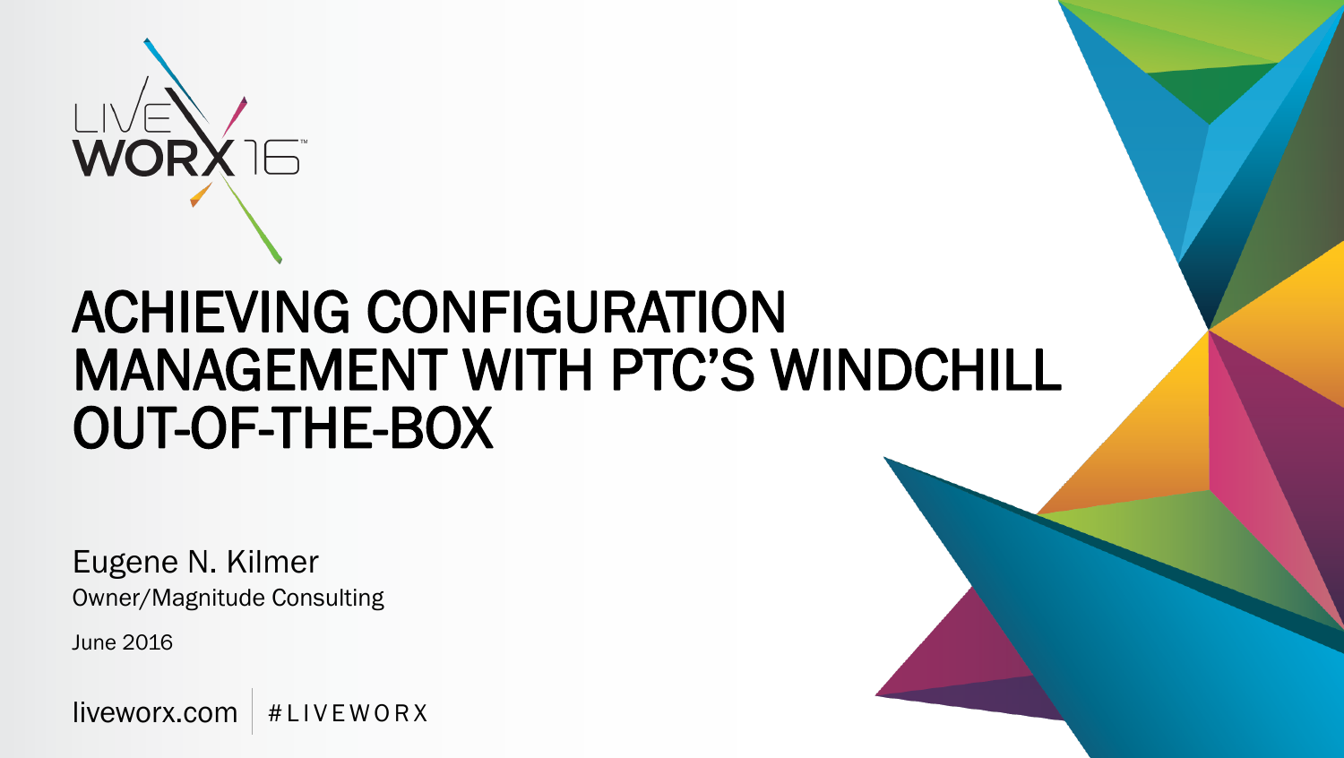LIVEWORX 16™

# ACHIEVING CONFIGURATION MANAGEMENT WITH PTC'S WINDCHILL OUT-OF-THE-BOX

Eugene N. Kilmer

Owner/Magnitude Consulting

June 2016

liveworx.com | #LIVEWORX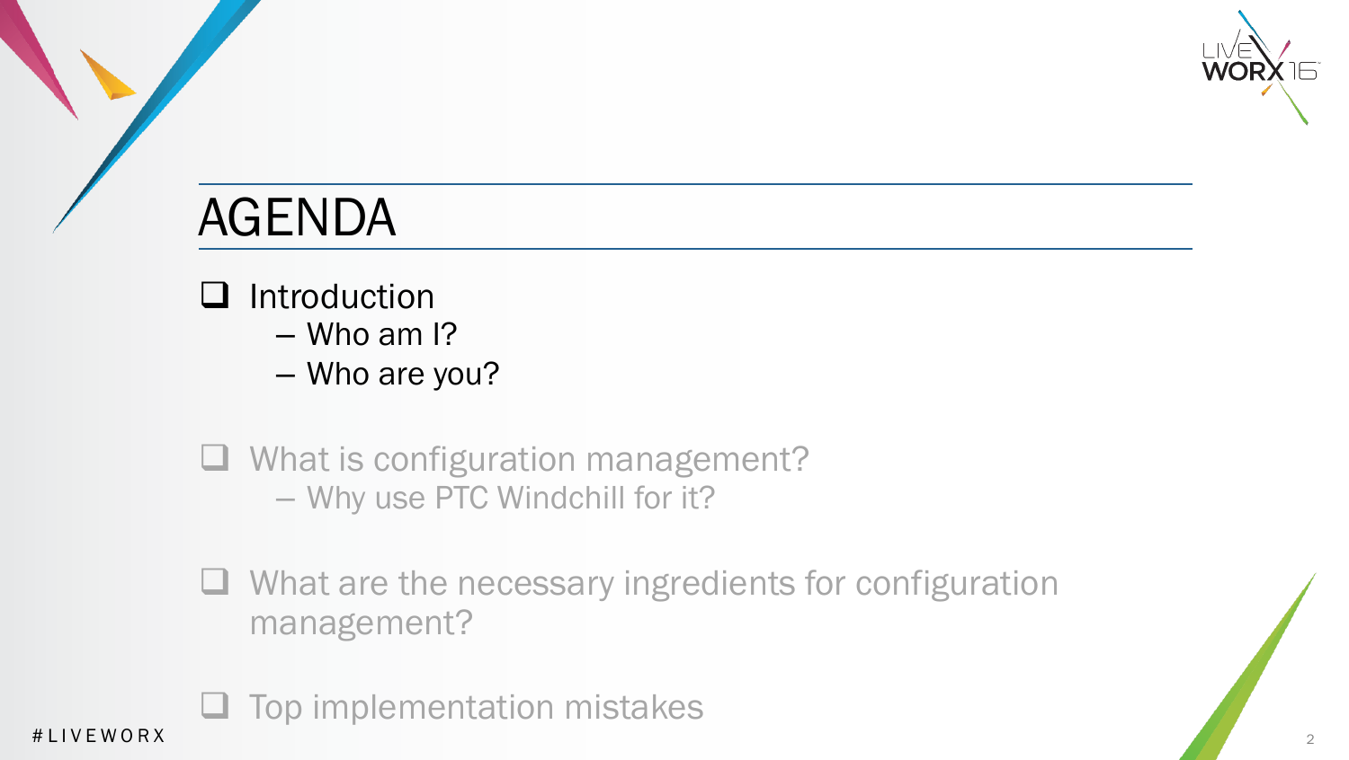# AGENDA

- ❑ Introduction
  - Who am I?
  - Who are you?

- ❑ What is configuration management?
  - Why use PTC Windchill for it?

- ❑ What are the necessary ingredients for configuration management?

- ❑ Top implementation mistakes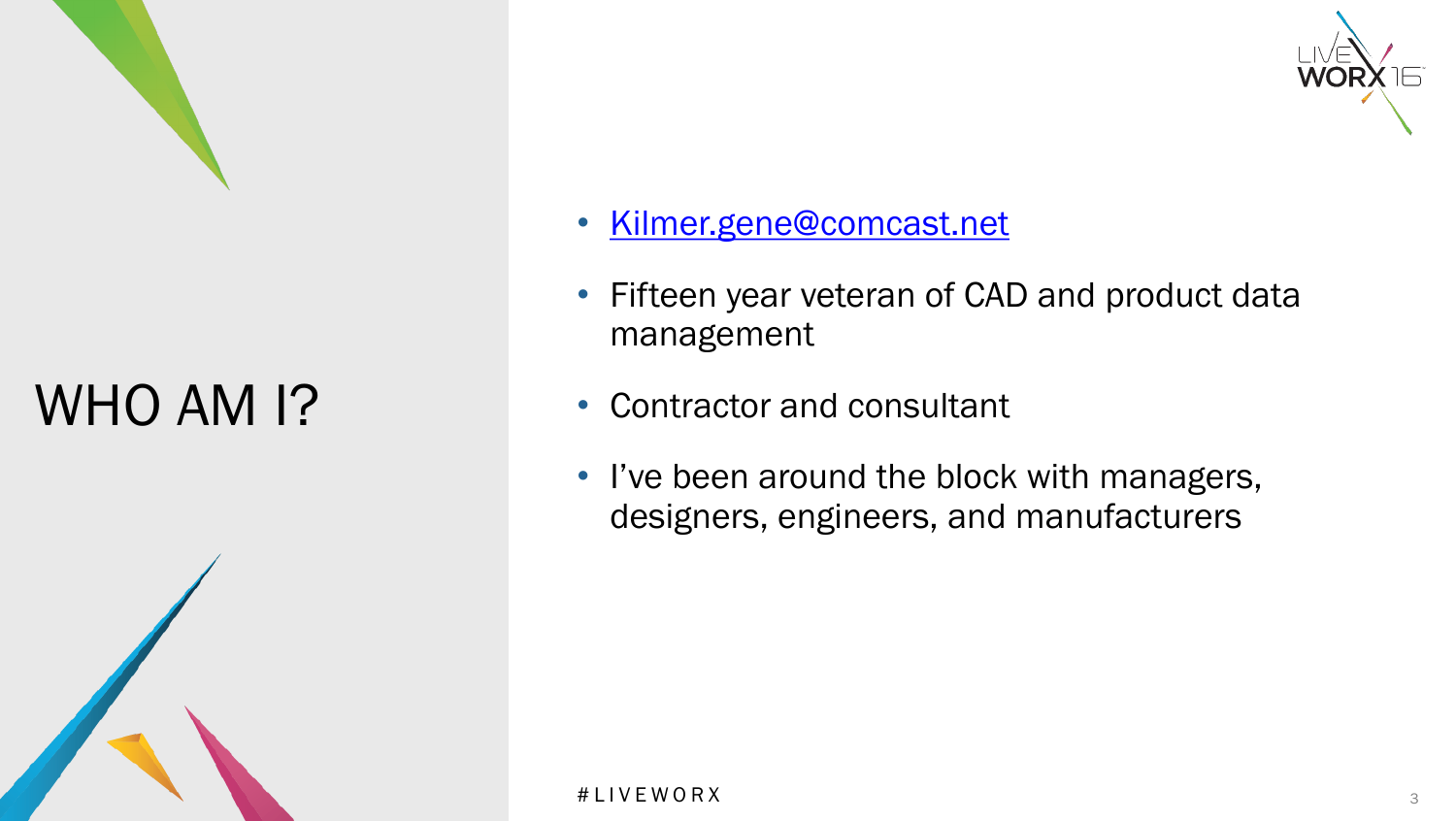# WHO AM I?

- [Kilmer.gene@comcast.net](mailto:Kilmer.gene@comcast.net)
- Fifteen year veteran of CAD and product data management
- Contractor and consultant
- I've been around the block with managers, designers, engineers, and manufacturers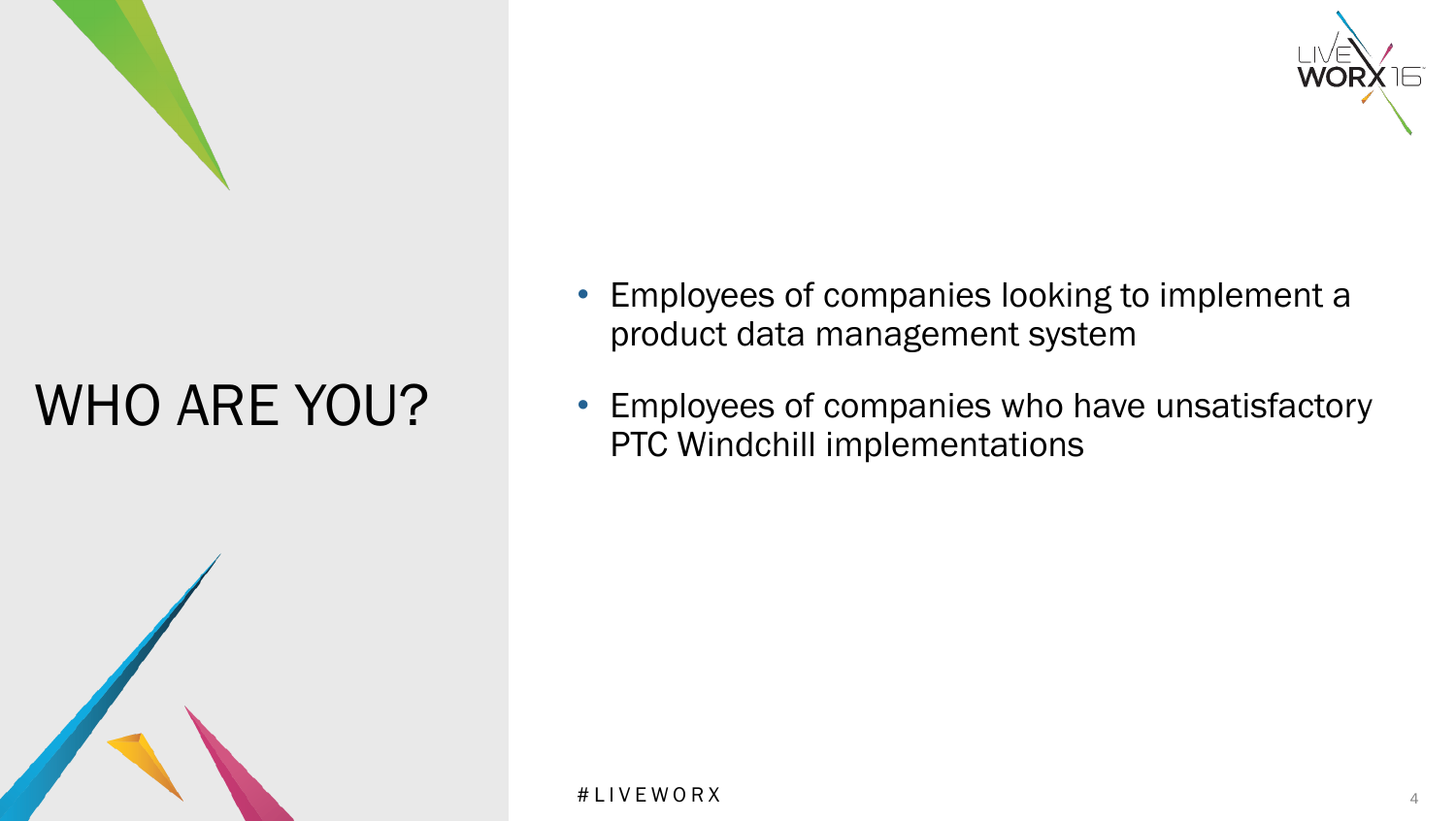# WHO ARE YOU?

- Employees of companies looking to implement a product data management system
- Employees of companies who have unsatisfactory PTC Windchill implementations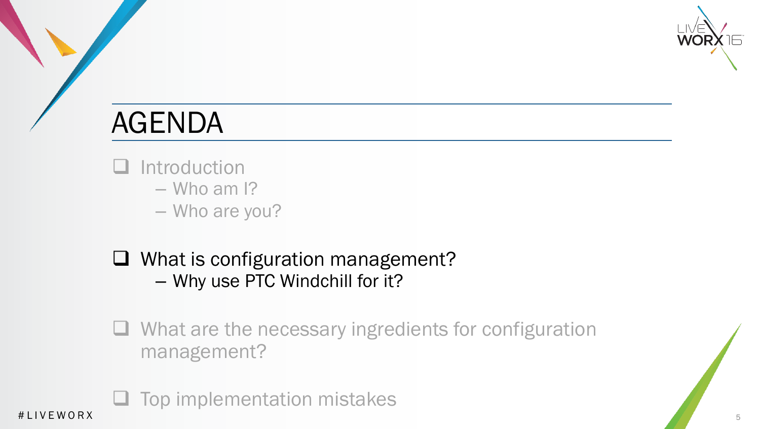# AGENDA

- Introduction
  - Who am I?
  - Who are you?
- What is configuration management?
  - Why use PTC Windchill for it?
- What are the necessary ingredients for configuration management?
- Top implementation mistakes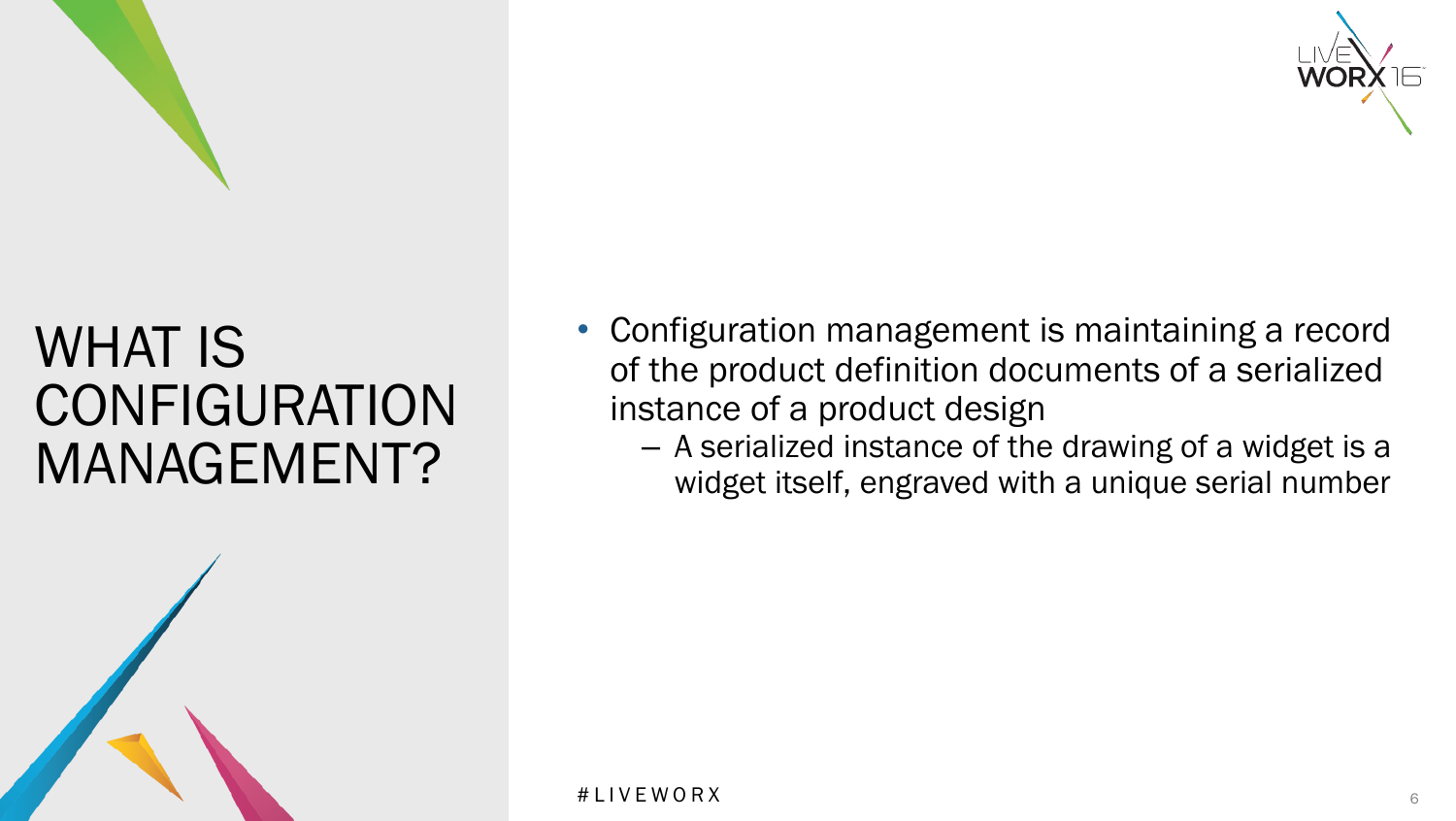# WHAT IS CONFIGURATION MANAGEMENT?

- Configuration management is maintaining a record of the product definition documents of a serialized instance of a product design
  - A serialized instance of the drawing of a widget is a widget itself, engraved with a unique serial number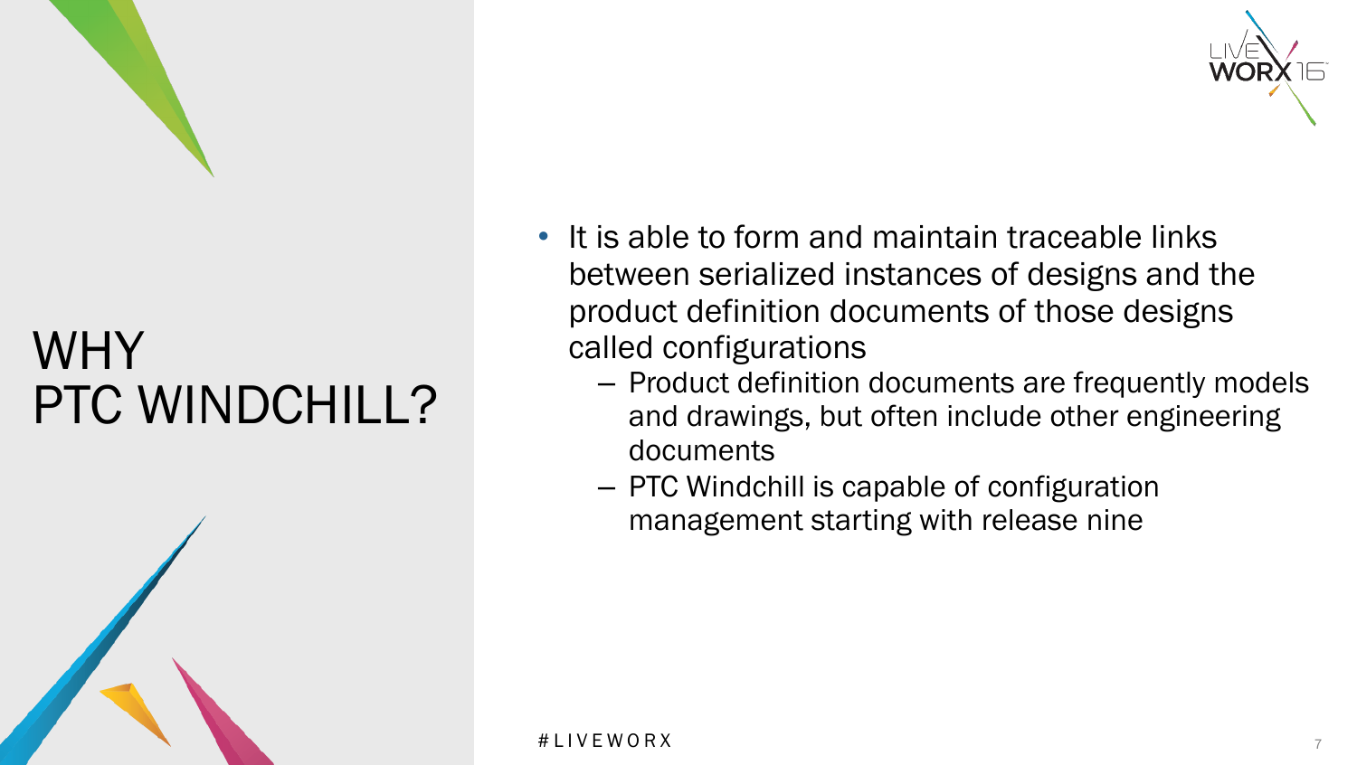# WHY PTC WINDCHILL?

- It is able to form and maintain traceable links between serialized instances of designs and the product definition documents of those designs called configurations
  - Product definition documents are frequently models and drawings, but often include other engineering documents
  - PTC Windchill is capable of configuration management starting with release nine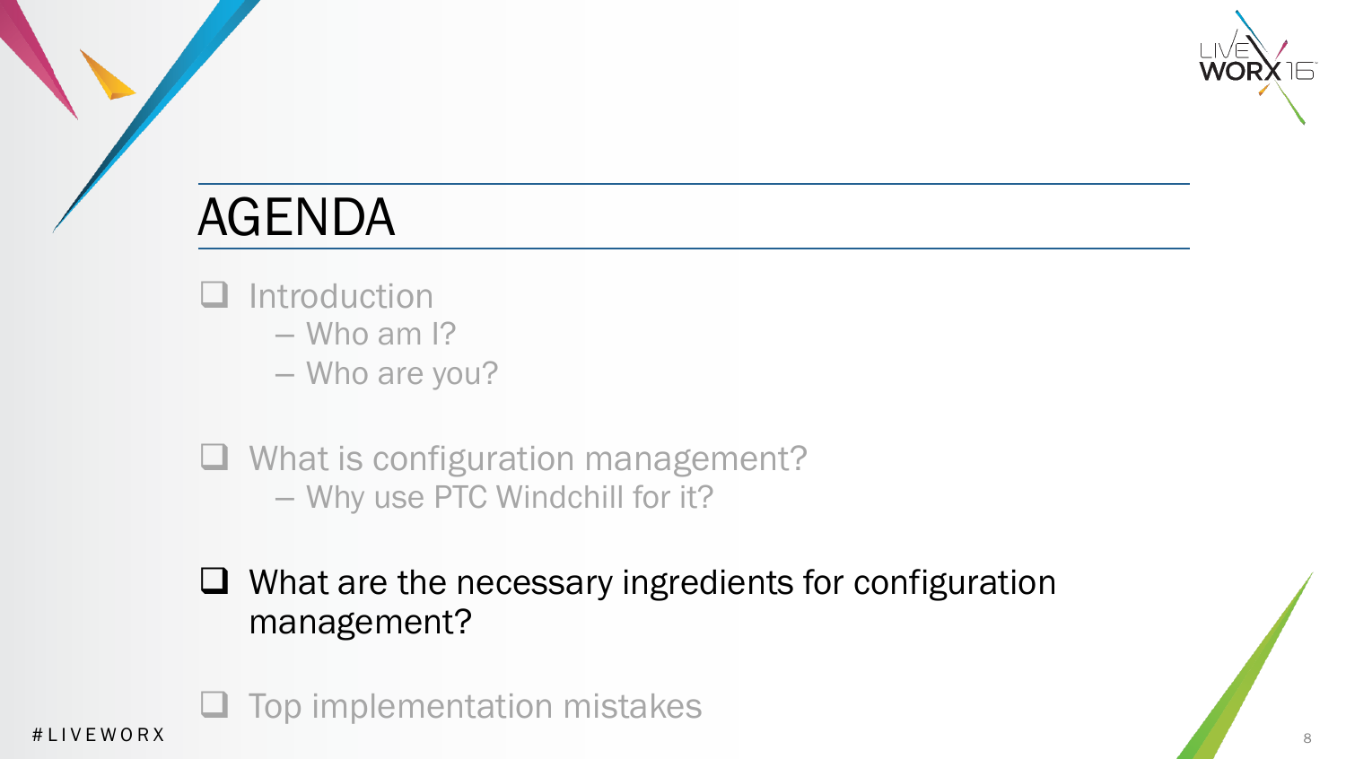# AGENDA

- Introduction
  - Who am I?
  - Who are you?
- What is configuration management?
  - Why use PTC Windchill for it?
- What are the necessary ingredients for configuration management?
- Top implementation mistakes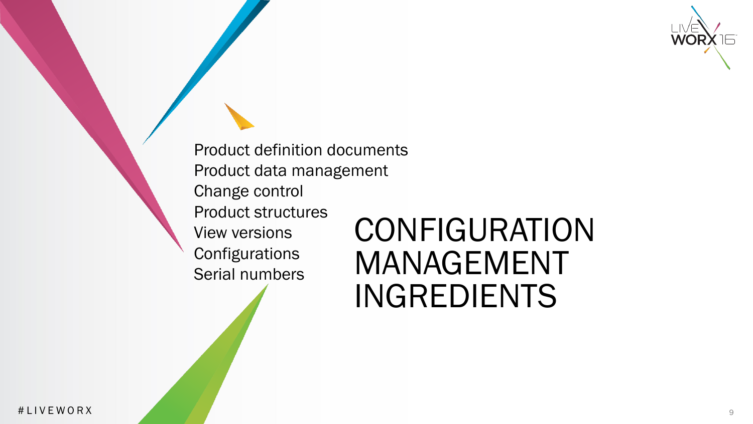# CONFIGURATION MANAGEMENT INGREDIENTS

- Product definition documents
- Product data management
- Change control
- Product structures
- View versions
- Configurations
- Serial numbers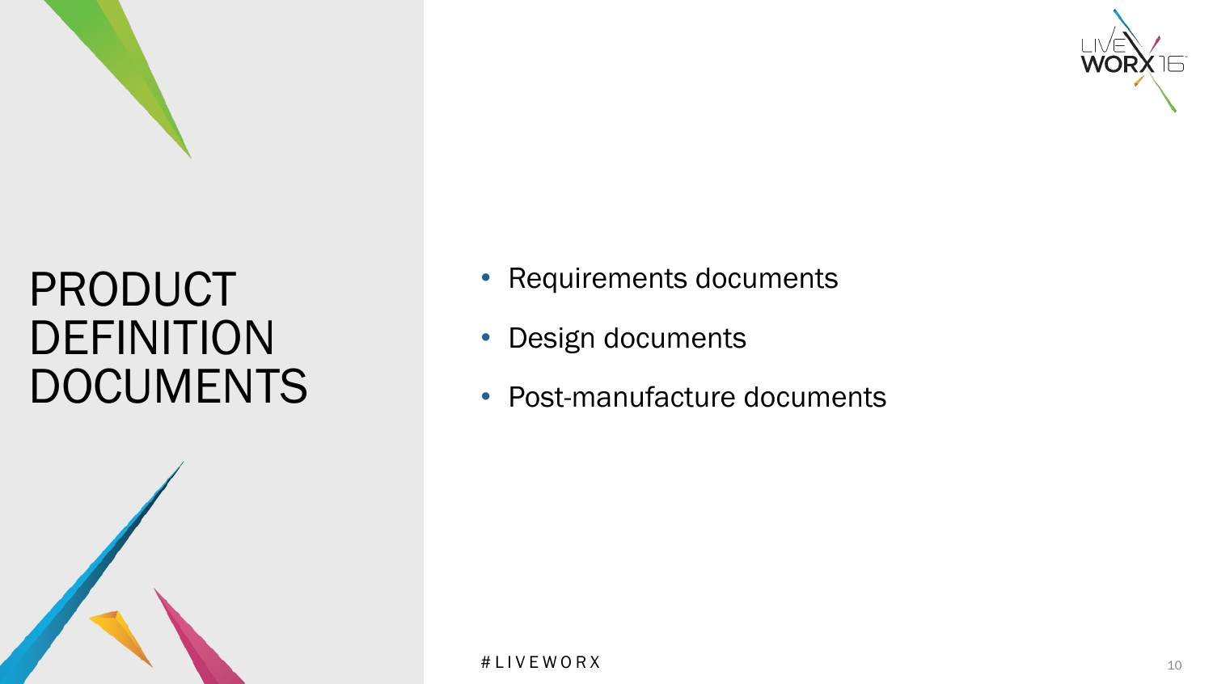# PRODUCT DEFINITION DOCUMENTS

- Requirements documents
- Design documents
- Post-manufacture documents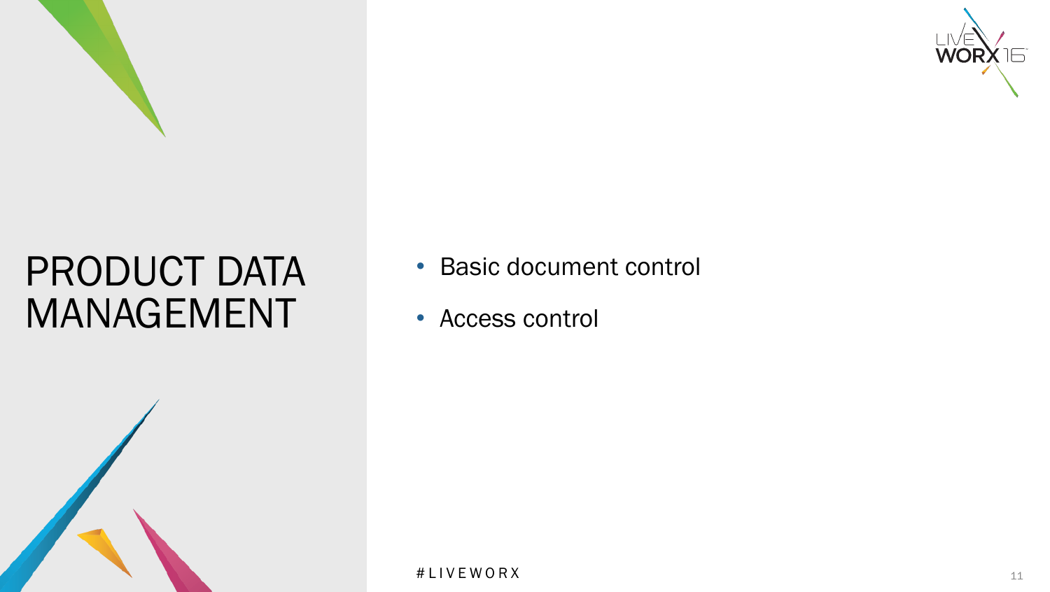# PRODUCT DATA MANAGEMENT

- Basic document control
- Access control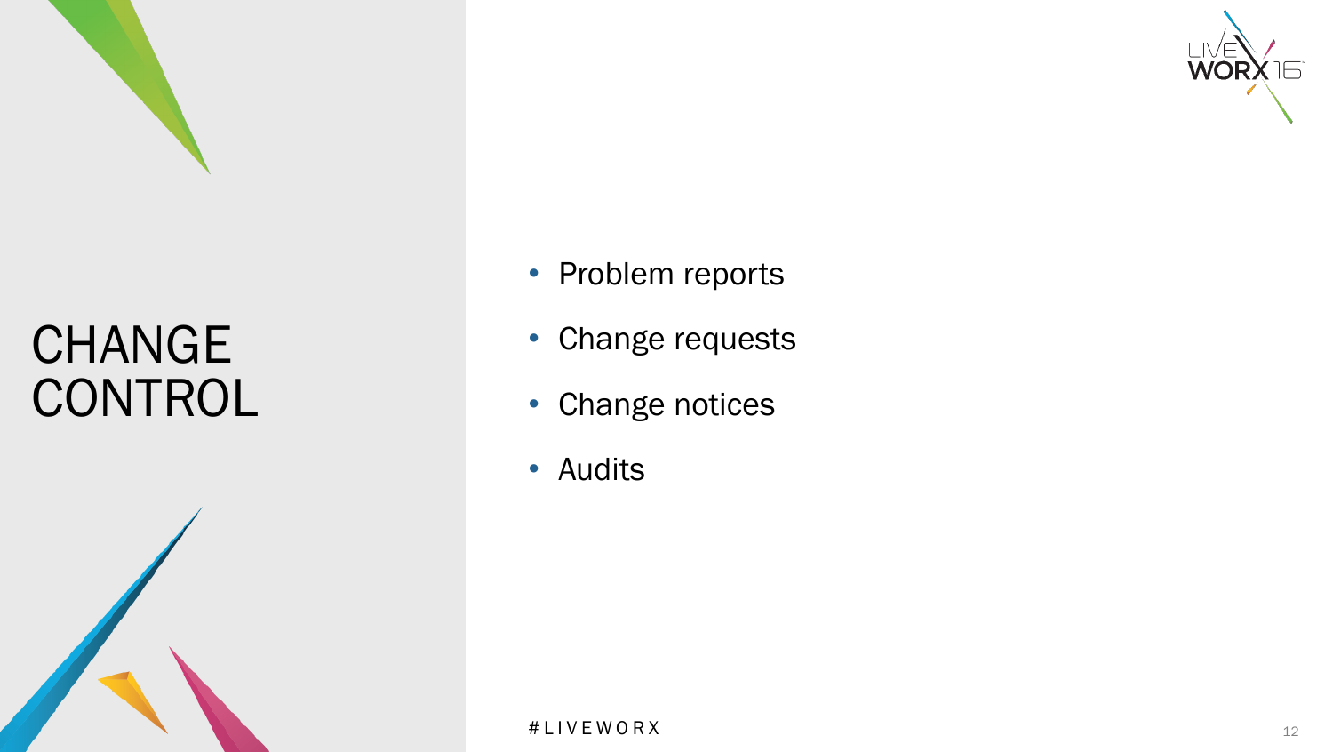# CHANGE CONTROL

- Problem reports
- Change requests
- Change notices
- Audits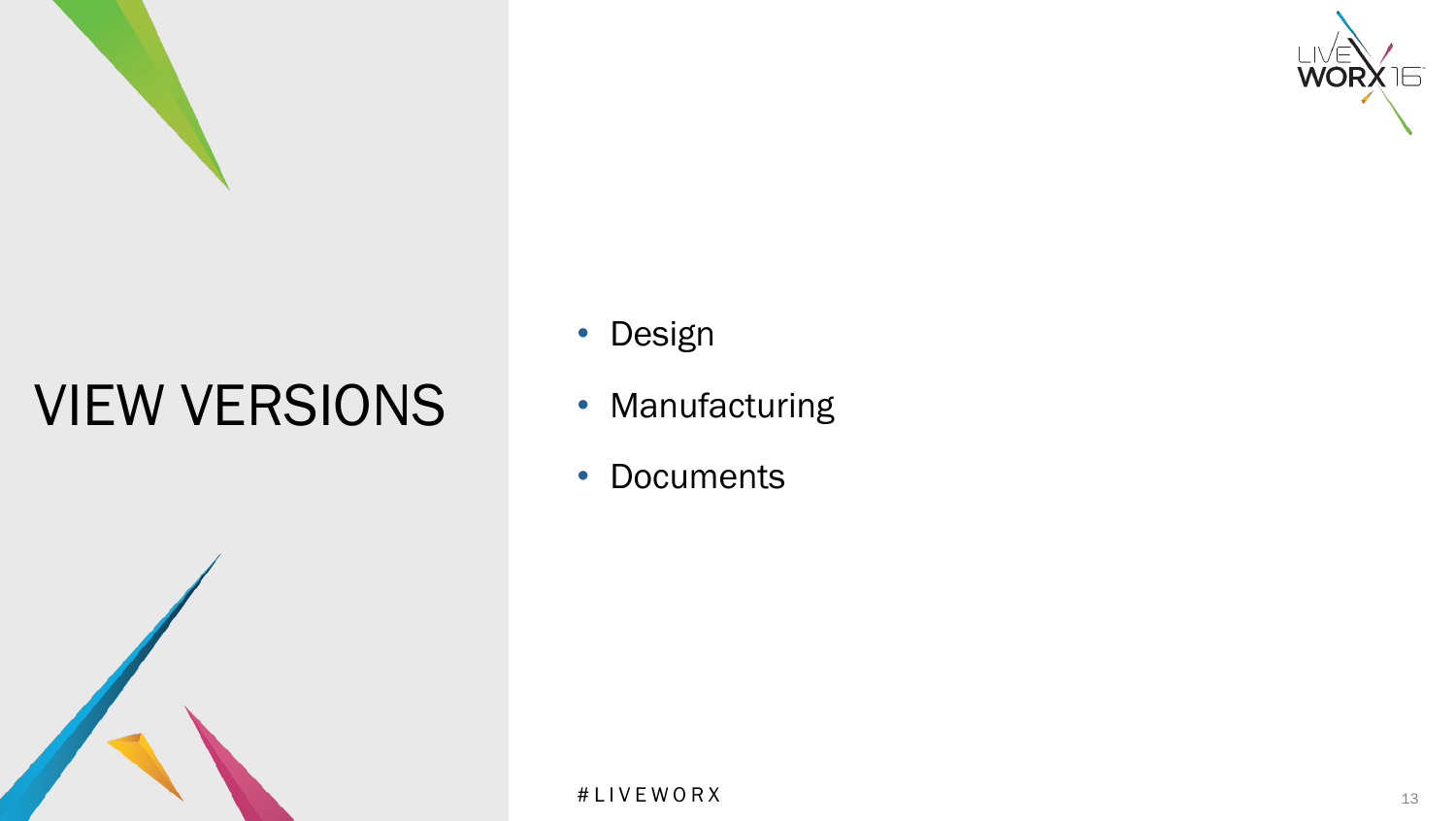# VIEW VERSIONS

- Design
- Manufacturing
- Documents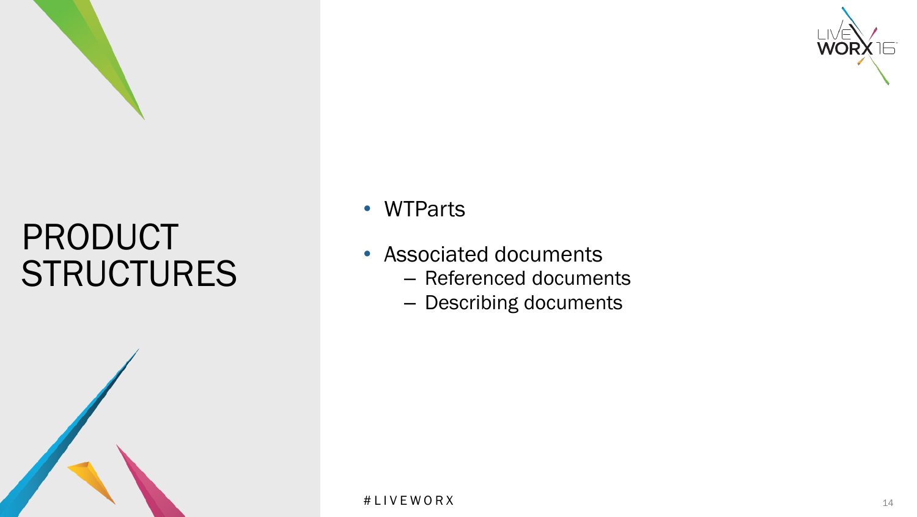# PRODUCT STRUCTURES

- WTParts
- Associated documents
  - Referenced documents
  - Describing documents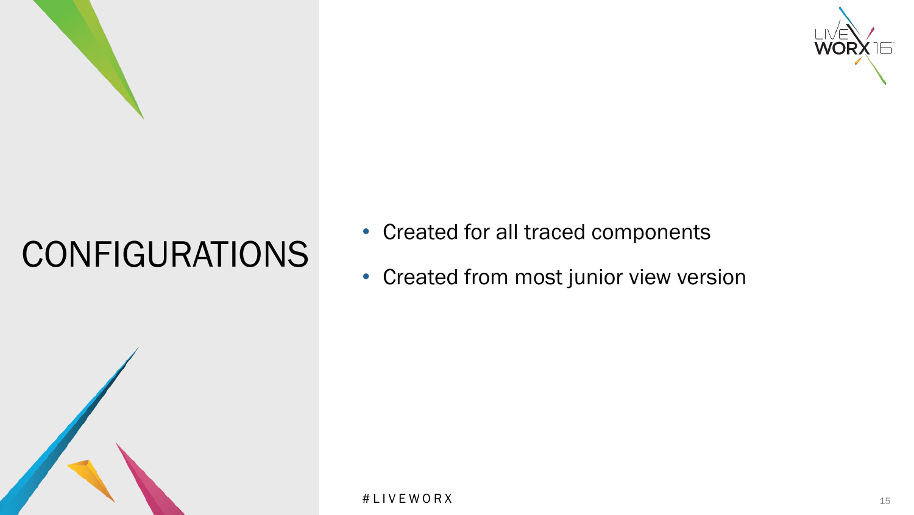# CONFIGURATIONS

- Created for all traced components
- Created from most junior view version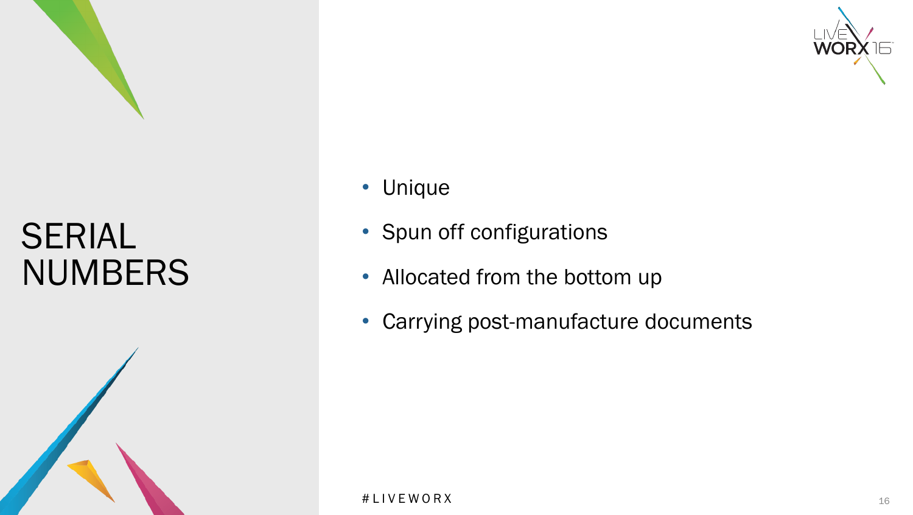# SERIAL NUMBERS

- Unique
- Spun off configurations
- Allocated from the bottom up
- Carrying post-manufacture documents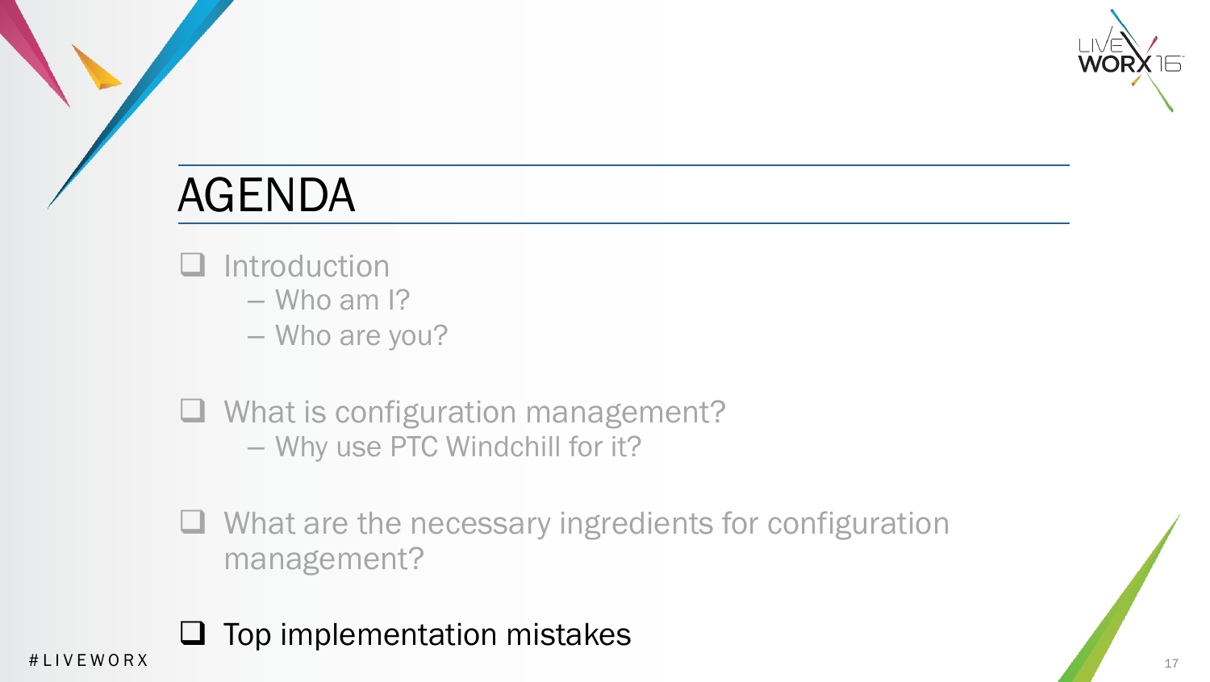# AGENDA

- Introduction
  - Who am I?
  - Who are you?
- What is configuration management?
  - Why use PTC Windchill for it?
- What are the necessary ingredients for configuration management?
- Top implementation mistakes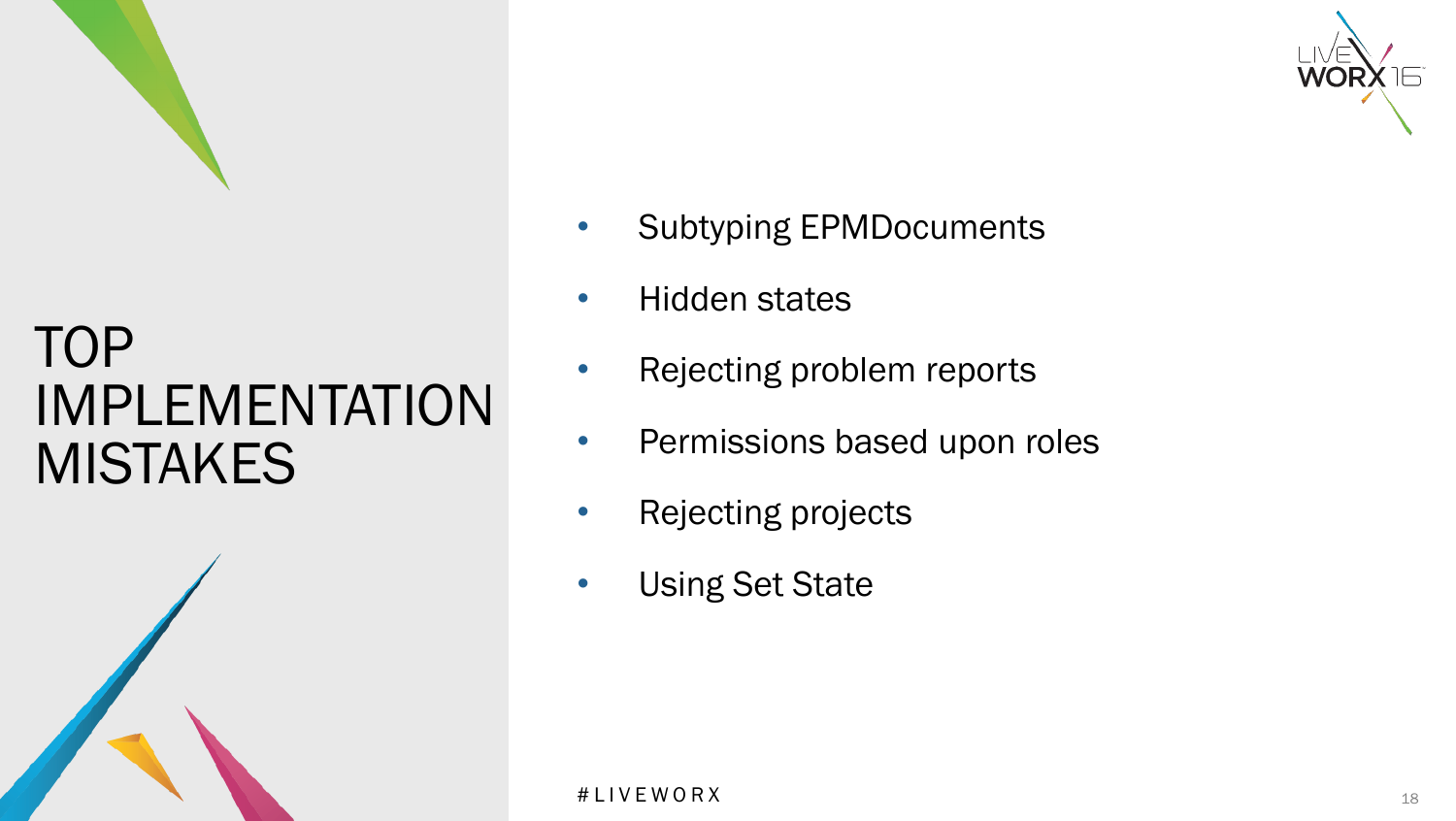# TOP IMPLEMENTATION MISTAKES

- Subtyping EPMDocuments
- Hidden states
- Rejecting problem reports
- Permissions based upon roles
- Rejecting projects
- Using Set State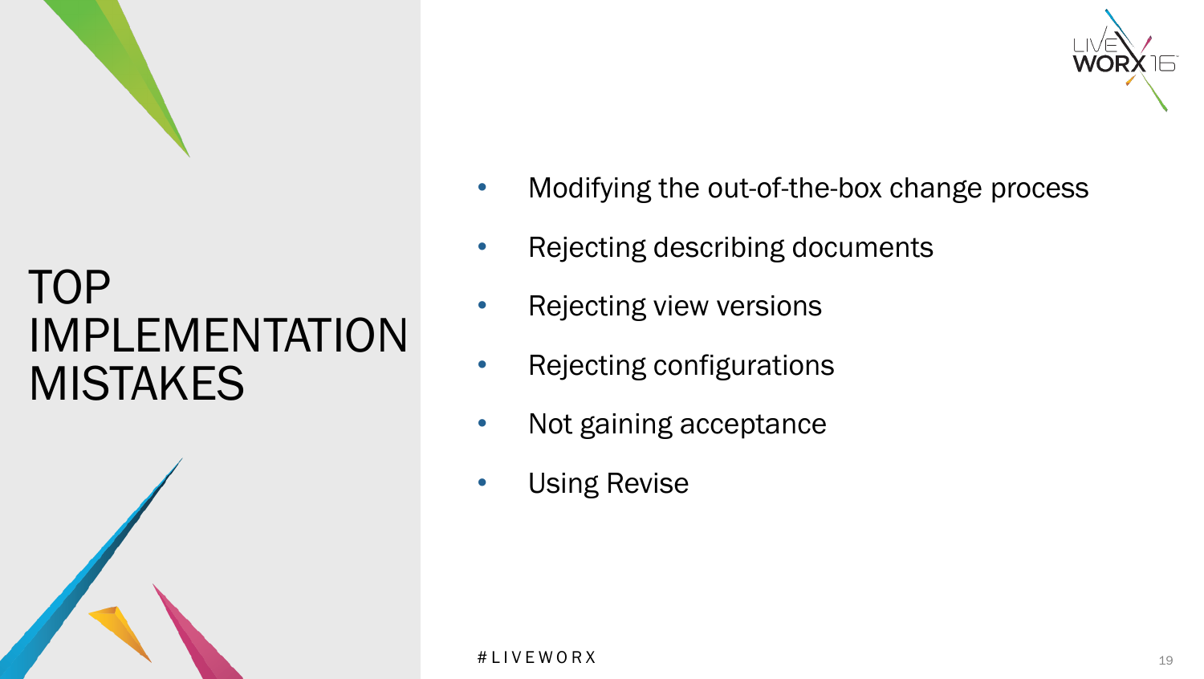# TOP IMPLEMENTATION MISTAKES

- Modifying the out-of-the-box change process
- Rejecting describing documents
- Rejecting view versions
- Rejecting configurations
- Not gaining acceptance
- Using Revise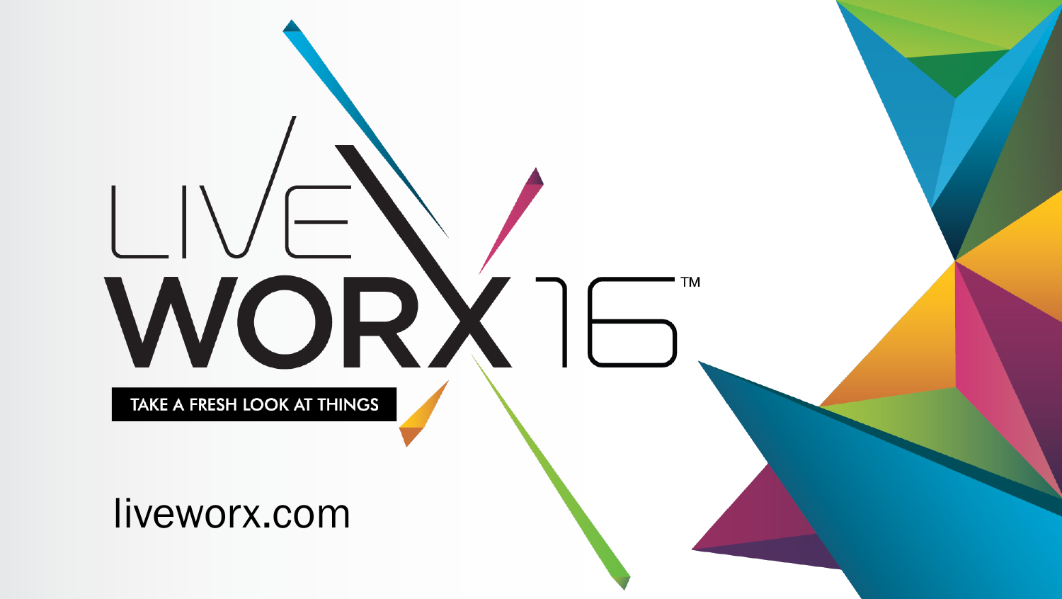# LIVEWORX16™

TAKE A FRESH LOOK AT THINGS

liveworx.com